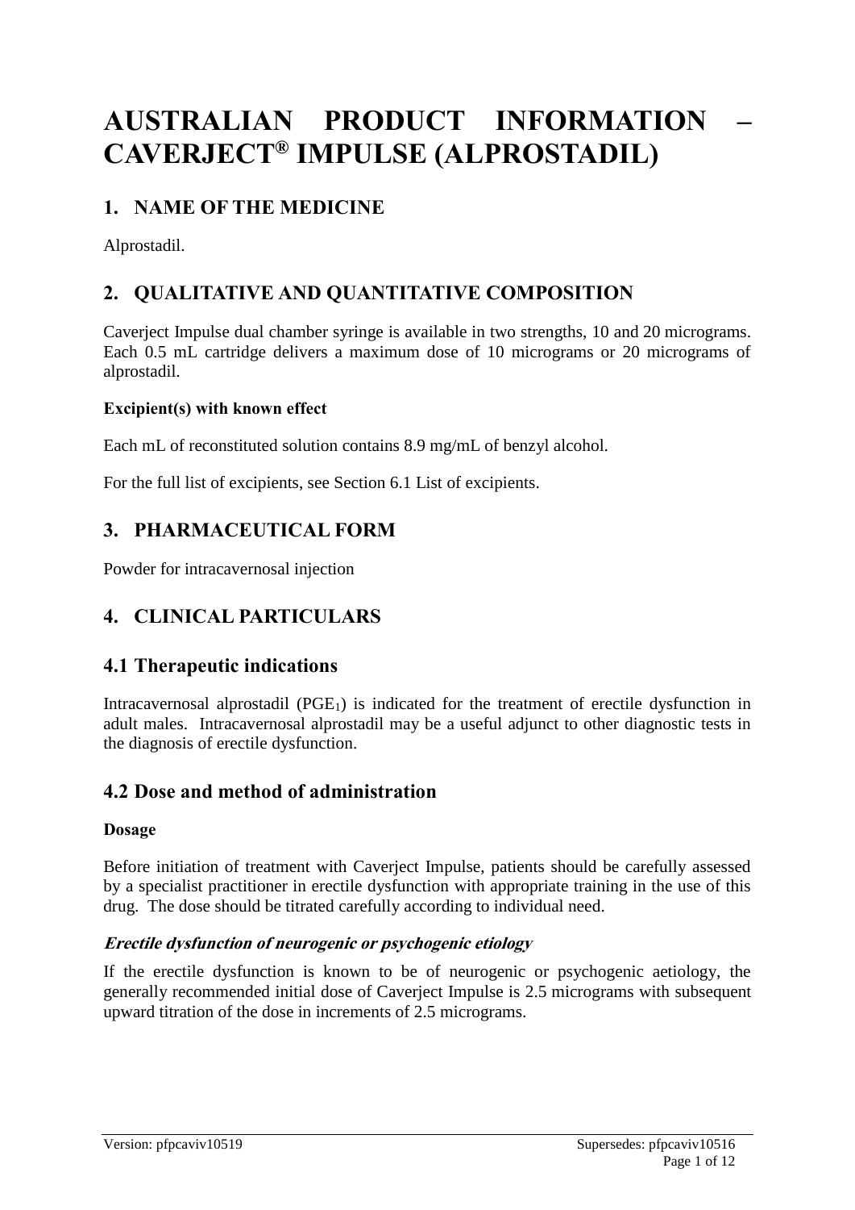# AUSTRALIAN PRODUCT INFORMATION – CAVERJECT® IMPULSE (ALPROSTADIL)

## 1. NAME OF THE MEDICINE

Alprostadil.

## 2. QUALITATIVE AND QUANTITATIVE COMPOSITION

Caverject Impulse dual chamber syringe is available in two strengths, 10 and 20 micrograms. Each 0.5 mL cartridge delivers a maximum dose of 10 micrograms or 20 micrograms of alprostadil.

**Excipient(s) with known effect**

Each mL of reconstituted solution contains 8.9 mg/mL of benzyl alcohol.

For the full list of excipients, see Section 6.1 List of excipients.

## 3. PHARMACEUTICAL FORM

Powder for intracavernosal injection

## 4. CLINICAL PARTICULARS

## 4.1 Therapeutic indications

Intracavernosal alprostadil ($PGE_1$) is indicated for the treatment of erectile dysfunction in adult males. Intracavernosal alprostadil may be a useful adjunct to other diagnostic tests in the diagnosis of erectile dysfunction.

## 4.2 Dose and method of administration

**Dosage**

Before initiation of treatment with Caverject Impulse, patients should be carefully assessed by a specialist practitioner in erectile dysfunction with appropriate training in the use of this drug. The dose should be titrated carefully according to individual need.

***Erectile dysfunction of neurogenic or psychogenic etiology***

If the erectile dysfunction is known to be of neurogenic or psychogenic aetiology, the generally recommended initial dose of Caverject Impulse is 2.5 micrograms with subsequent upward titration of the dose in increments of 2.5 micrograms.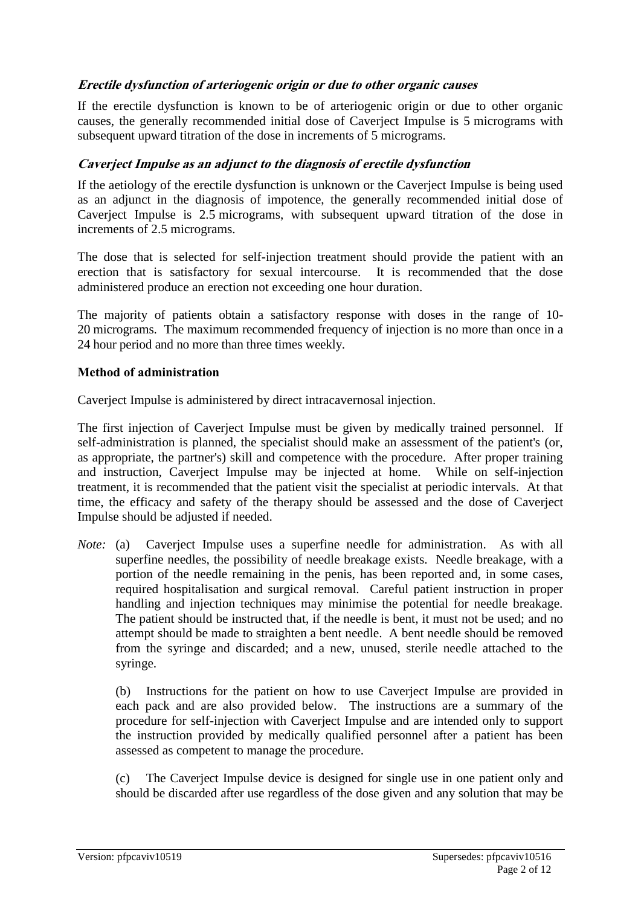***Erectile dysfunction of arteriogenic origin or due to other organic causes***

If the erectile dysfunction is known to be of arteriogenic origin or due to other organic causes, the generally recommended initial dose of Caverject Impulse is 5 micrograms with subsequent upward titration of the dose in increments of 5 micrograms.

***Caverject Impulse as an adjunct to the diagnosis of erectile dysfunction***

If the aetiology of the erectile dysfunction is unknown or the Caverject Impulse is being used as an adjunct in the diagnosis of impotence, the generally recommended initial dose of Caverject Impulse is 2.5 micrograms, with subsequent upward titration of the dose in increments of 2.5 micrograms.

The dose that is selected for self-injection treatment should provide the patient with an erection that is satisfactory for sexual intercourse. It is recommended that the dose administered produce an erection not exceeding one hour duration.

The majority of patients obtain a satisfactory response with doses in the range of 10-20 micrograms. The maximum recommended frequency of injection is no more than once in a 24 hour period and no more than three times weekly.

**Method of administration**

Caverject Impulse is administered by direct intracavernosal injection.

The first injection of Caverject Impulse must be given by medically trained personnel. If self-administration is planned, the specialist should make an assessment of the patient's (or, as appropriate, the partner's) skill and competence with the procedure. After proper training and instruction, Caverject Impulse may be injected at home. While on self-injection treatment, it is recommended that the patient visit the specialist at periodic intervals. At that time, the efficacy and safety of the therapy should be assessed and the dose of Caverject Impulse should be adjusted if needed.

*Note:* (a) Caverject Impulse uses a superfine needle for administration. As with all superfine needles, the possibility of needle breakage exists. Needle breakage, with a portion of the needle remaining in the penis, has been reported and, in some cases, required hospitalisation and surgical removal. Careful patient instruction in proper handling and injection techniques may minimise the potential for needle breakage. The patient should be instructed that, if the needle is bent, it must not be used; and no attempt should be made to straighten a bent needle. A bent needle should be removed from the syringe and discarded; and a new, unused, sterile needle attached to the syringe.

(b) Instructions for the patient on how to use Caverject Impulse are provided in each pack and are also provided below. The instructions are a summary of the procedure for self-injection with Caverject Impulse and are intended only to support the instruction provided by medically qualified personnel after a patient has been assessed as competent to manage the procedure.

(c) The Caverject Impulse device is designed for single use in one patient only and should be discarded after use regardless of the dose given and any solution that may be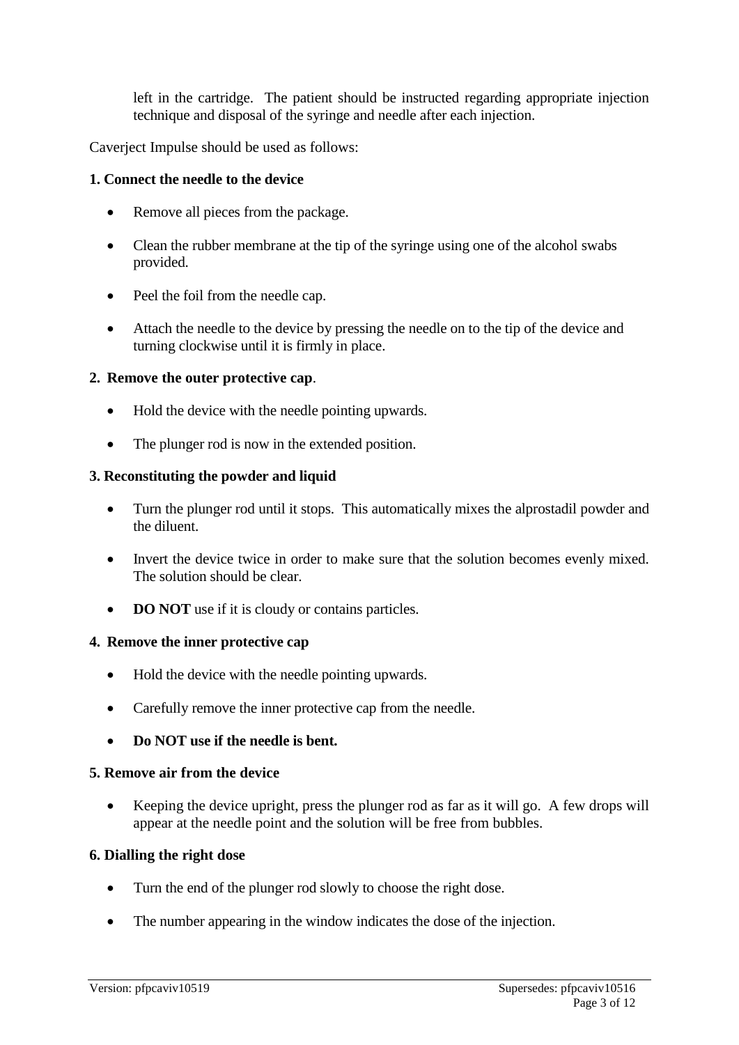left in the cartridge. The patient should be instructed regarding appropriate injection technique and disposal of the syringe and needle after each injection.

Caverject Impulse should be used as follows:

**1. Connect the needle to the device**

- Remove all pieces from the package.
- Clean the rubber membrane at the tip of the syringe using one of the alcohol swabs provided.
- Peel the foil from the needle cap.
- Attach the needle to the device by pressing the needle on to the tip of the device and turning clockwise until it is firmly in place.

**2. Remove the outer protective cap**.

- Hold the device with the needle pointing upwards.
- The plunger rod is now in the extended position.

**3. Reconstituting the powder and liquid**

- Turn the plunger rod until it stops. This automatically mixes the alprostadil powder and the diluent.
- Invert the device twice in order to make sure that the solution becomes evenly mixed. The solution should be clear.
- **DO NOT** use if it is cloudy or contains particles.

**4. Remove the inner protective cap**

- Hold the device with the needle pointing upwards.
- Carefully remove the inner protective cap from the needle.
- **Do NOT use if the needle is bent.**

**5. Remove air from the device**

- Keeping the device upright, press the plunger rod as far as it will go. A few drops will appear at the needle point and the solution will be free from bubbles.

**6. Dialling the right dose**

- Turn the end of the plunger rod slowly to choose the right dose.
- The number appearing in the window indicates the dose of the injection.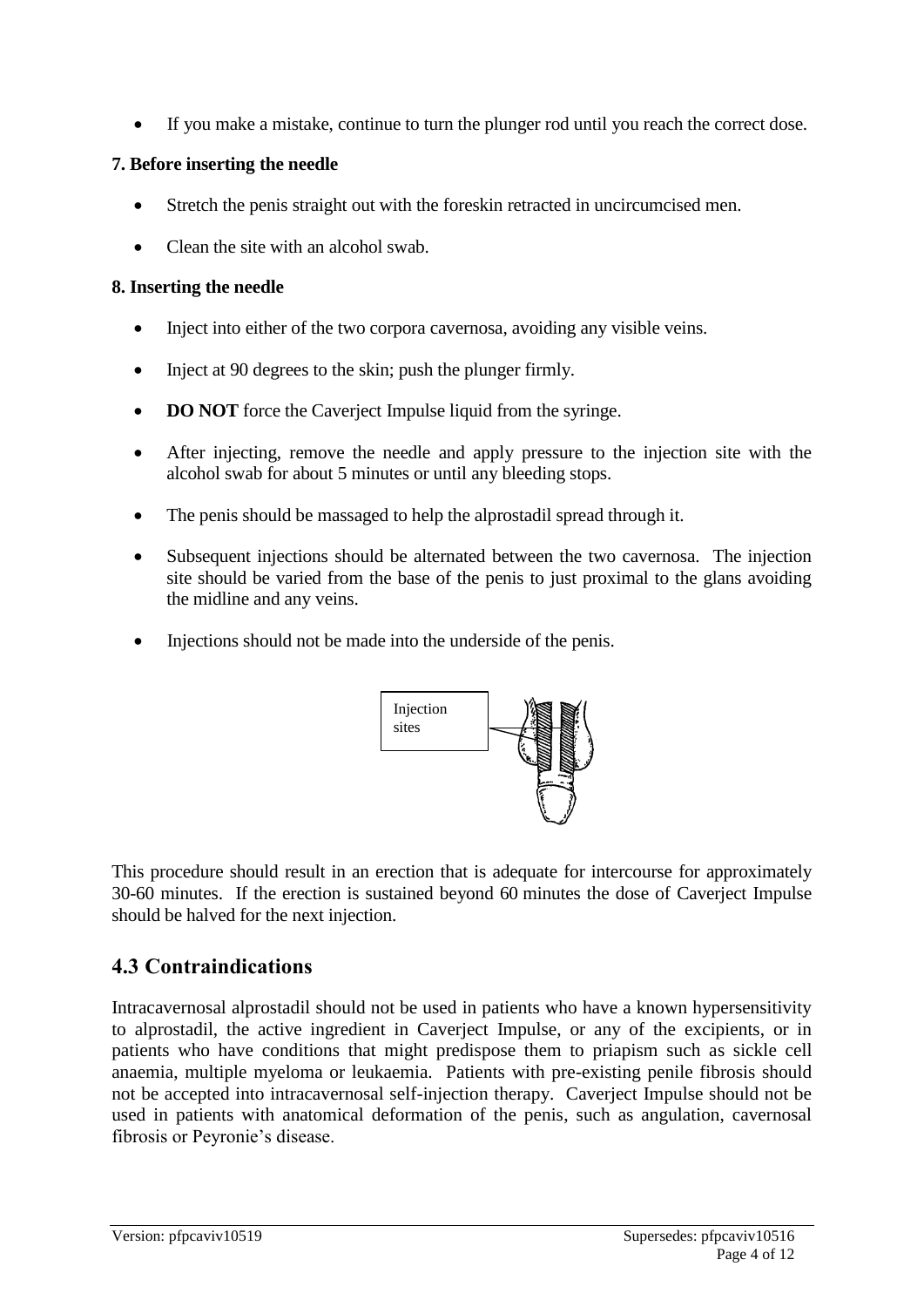- If you make a mistake, continue to turn the plunger rod until you reach the correct dose.

**7. Before inserting the needle**

- Stretch the penis straight out with the foreskin retracted in uncircumcised men.
- Clean the site with an alcohol swab.

**8. Inserting the needle**

- Inject into either of the two corpora cavernosa, avoiding any visible veins.
- Inject at 90 degrees to the skin; push the plunger firmly.
- **DO NOT** force the Caverject Impulse liquid from the syringe.
- After injecting, remove the needle and apply pressure to the injection site with the alcohol swab for about 5 minutes or until any bleeding stops.
- The penis should be massaged to help the alprostadil spread through it.
- Subsequent injections should be alternated between the two cavernosa. The injection site should be varied from the base of the penis to just proximal to the glans avoiding the midline and any veins.
- Injections should not be made into the underside of the penis.

Injection sites

This procedure should result in an erection that is adequate for intercourse for approximately 30-60 minutes. If the erection is sustained beyond 60 minutes the dose of Caverject Impulse should be halved for the next injection.

## 4.3 Contraindications

Intracavernosal alprostadil should not be used in patients who have a known hypersensitivity to alprostadil, the active ingredient in Caverject Impulse, or any of the excipients, or in patients who have conditions that might predispose them to priapism such as sickle cell anaemia, multiple myeloma or leukaemia. Patients with pre-existing penile fibrosis should not be accepted into intracavernosal self-injection therapy. Caverject Impulse should not be used in patients with anatomical deformation of the penis, such as angulation, cavernosal fibrosis or Peyronie's disease.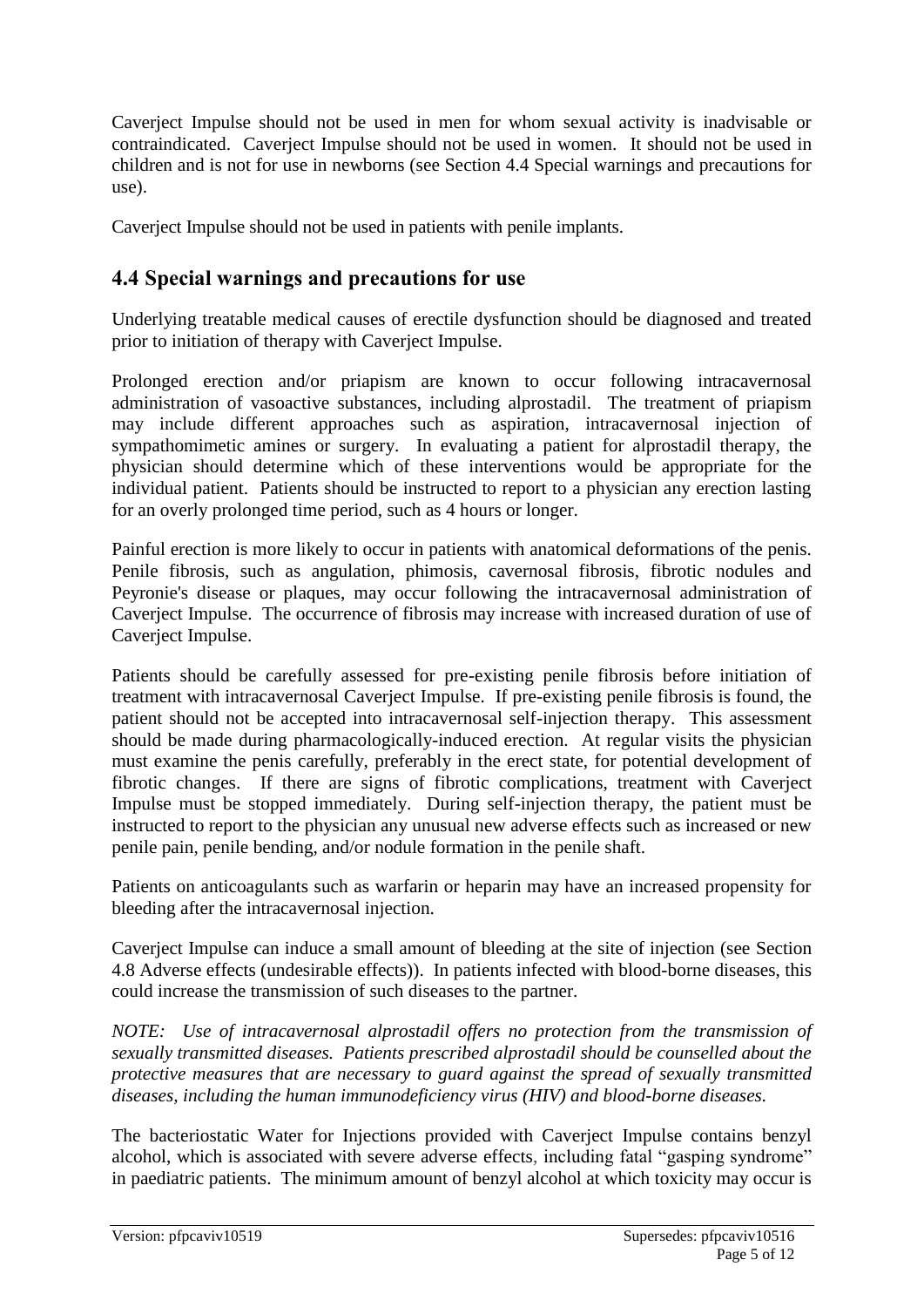Caverject Impulse should not be used in men for whom sexual activity is inadvisable or contraindicated. Caverject Impulse should not be used in women. It should not be used in children and is not for use in newborns (see Section 4.4 Special warnings and precautions for use).

Caverject Impulse should not be used in patients with penile implants.

## 4.4 Special warnings and precautions for use

Underlying treatable medical causes of erectile dysfunction should be diagnosed and treated prior to initiation of therapy with Caverject Impulse.

Prolonged erection and/or priapism are known to occur following intracavernosal administration of vasoactive substances, including alprostadil. The treatment of priapism may include different approaches such as aspiration, intracavernosal injection of sympathomimetic amines or surgery. In evaluating a patient for alprostadil therapy, the physician should determine which of these interventions would be appropriate for the individual patient. Patients should be instructed to report to a physician any erection lasting for an overly prolonged time period, such as 4 hours or longer.

Painful erection is more likely to occur in patients with anatomical deformations of the penis. Penile fibrosis, such as angulation, phimosis, cavernosal fibrosis, fibrotic nodules and Peyronie's disease or plaques, may occur following the intracavernosal administration of Caverject Impulse. The occurrence of fibrosis may increase with increased duration of use of Caverject Impulse.

Patients should be carefully assessed for pre-existing penile fibrosis before initiation of treatment with intracavernosal Caverject Impulse. If pre-existing penile fibrosis is found, the patient should not be accepted into intracavernosal self-injection therapy. This assessment should be made during pharmacologically-induced erection. At regular visits the physician must examine the penis carefully, preferably in the erect state, for potential development of fibrotic changes. If there are signs of fibrotic complications, treatment with Caverject Impulse must be stopped immediately. During self-injection therapy, the patient must be instructed to report to the physician any unusual new adverse effects such as increased or new penile pain, penile bending, and/or nodule formation in the penile shaft.

Patients on anticoagulants such as warfarin or heparin may have an increased propensity for bleeding after the intracavernosal injection.

Caverject Impulse can induce a small amount of bleeding at the site of injection (see Section 4.8 Adverse effects (undesirable effects)). In patients infected with blood-borne diseases, this could increase the transmission of such diseases to the partner.

*NOTE: Use of intracavernosal alprostadil offers no protection from the transmission of sexually transmitted diseases. Patients prescribed alprostadil should be counselled about the protective measures that are necessary to guard against the spread of sexually transmitted diseases, including the human immunodeficiency virus (HIV) and blood-borne diseases.*

The bacteriostatic Water for Injections provided with Caverject Impulse contains benzyl alcohol, which is associated with severe adverse effects, including fatal "gasping syndrome" in paediatric patients. The minimum amount of benzyl alcohol at which toxicity may occur is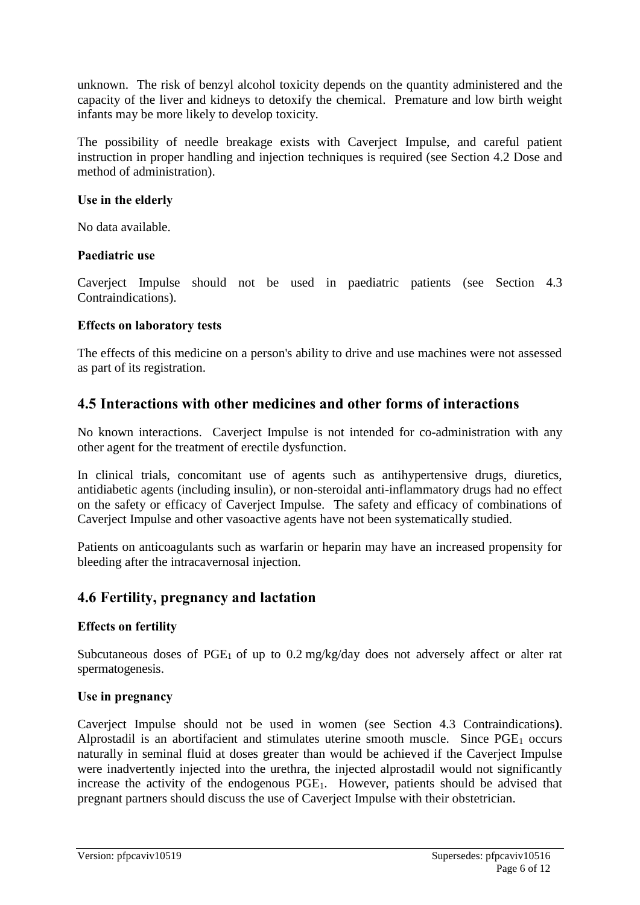unknown. The risk of benzyl alcohol toxicity depends on the quantity administered and the capacity of the liver and kidneys to detoxify the chemical. Premature and low birth weight infants may be more likely to develop toxicity.

The possibility of needle breakage exists with Caverject Impulse, and careful patient instruction in proper handling and injection techniques is required (see Section 4.2 Dose and method of administration).

**Use in the elderly**

No data available.

**Paediatric use**

Caverject Impulse should not be used in paediatric patients (see Section 4.3 Contraindications).

**Effects on laboratory tests**

The effects of this medicine on a person's ability to drive and use machines were not assessed as part of its registration.

## 4.5 Interactions with other medicines and other forms of interactions

No known interactions. Caverject Impulse is not intended for co-administration with any other agent for the treatment of erectile dysfunction.

In clinical trials, concomitant use of agents such as antihypertensive drugs, diuretics, antidiabetic agents (including insulin), or non-steroidal anti-inflammatory drugs had no effect on the safety or efficacy of Caverject Impulse. The safety and efficacy of combinations of Caverject Impulse and other vasoactive agents have not been systematically studied.

Patients on anticoagulants such as warfarin or heparin may have an increased propensity for bleeding after the intracavernosal injection.

## 4.6 Fertility, pregnancy and lactation

**Effects on fertility**

Subcutaneous doses of $PGE_1$ of up to 0.2 mg/kg/day does not adversely affect or alter rat spermatogenesis.

**Use in pregnancy**

Caverject Impulse should not be used in women (see Section 4.3 Contraindications**)**. Alprostadil is an abortifacient and stimulates uterine smooth muscle. Since $PGE_1$ occurs naturally in seminal fluid at doses greater than would be achieved if the Caverject Impulse were inadvertently injected into the urethra, the injected alprostadil would not significantly increase the activity of the endogenous $PGE_1$. However, patients should be advised that pregnant partners should discuss the use of Caverject Impulse with their obstetrician.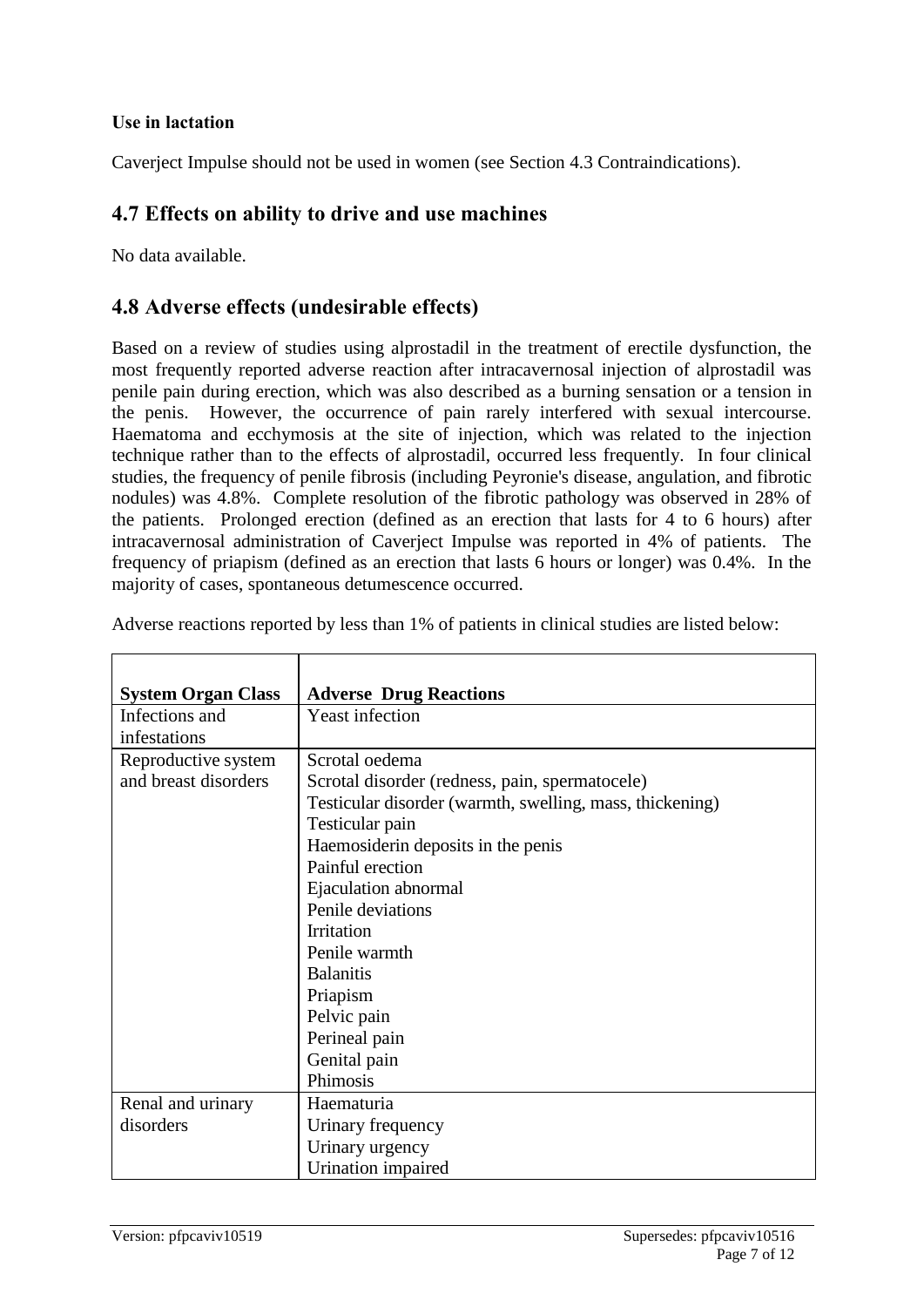**Use in lactation**

Caverject Impulse should not be used in women (see Section 4.3 Contraindications).

## 4.7 Effects on ability to drive and use machines

No data available.

## 4.8 Adverse effects (undesirable effects)

Based on a review of studies using alprostadil in the treatment of erectile dysfunction, the most frequently reported adverse reaction after intracavernosal injection of alprostadil was penile pain during erection, which was also described as a burning sensation or a tension in the penis. However, the occurrence of pain rarely interfered with sexual intercourse. Haematoma and ecchymosis at the site of injection, which was related to the injection technique rather than to the effects of alprostadil, occurred less frequently. In four clinical studies, the frequency of penile fibrosis (including Peyronie's disease, angulation, and fibrotic nodules) was 4.8%. Complete resolution of the fibrotic pathology was observed in 28% of the patients. Prolonged erection (defined as an erection that lasts for 4 to 6 hours) after intracavernosal administration of Caverject Impulse was reported in 4% of patients. The frequency of priapism (defined as an erection that lasts 6 hours or longer) was 0.4%. In the majority of cases, spontaneous detumescence occurred.

Adverse reactions reported by less than 1% of patients in clinical studies are listed below:

| **System Organ Class** | **Adverse Drug Reactions** |
|---|---|
| Infections and infestations | Yeast infection |
| Reproductive system and breast disorders | Scrotal oedema<br>Scrotal disorder (redness, pain, spermatocele)<br>Testicular disorder (warmth, swelling, mass, thickening)<br>Testicular pain<br>Haemosiderin deposits in the penis<br>Painful erection<br>Ejaculation abnormal<br>Penile deviations<br>Irritation<br>Penile warmth<br>Balanitis<br>Priapism<br>Pelvic pain<br>Perineal pain<br>Genital pain<br>Phimosis |
| Renal and urinary disorders | Haematuria<br>Urinary frequency<br>Urinary urgency<br>Urination impaired |

Version: pfpcaviv10519 Supersedes: pfpcaviv10516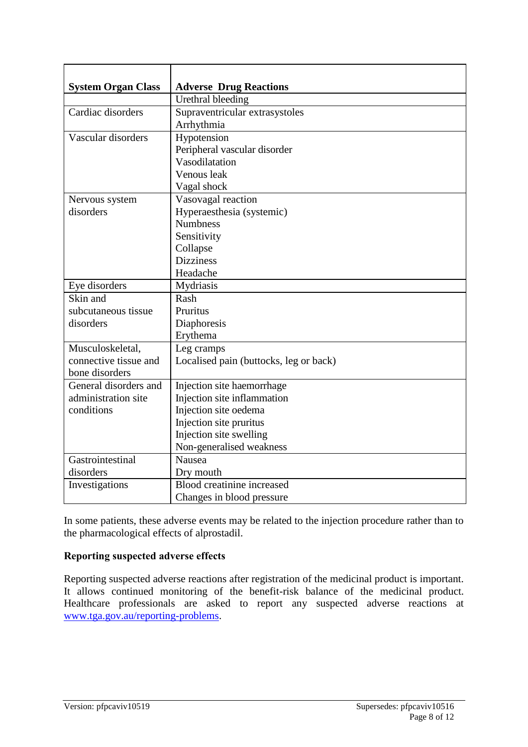| System Organ Class | Adverse Drug Reactions |
|---|---|
| | Urethral bleeding |
| Cardiac disorders | Supraventricular extrasystoles<br>Arrhythmia |
| Vascular disorders | Hypotension<br>Peripheral vascular disorder<br>Vasodilatation<br>Venous leak<br>Vagal shock |
| Nervous system disorders | Vasovagal reaction<br>Hyperaesthesia (systemic)<br>Numbness<br>Sensitivity<br>Collapse<br>Dizziness<br>Headache |
| Eye disorders | Mydriasis |
| Skin and subcutaneous tissue disorders | Rash<br>Pruritus<br>Diaphoresis<br>Erythema |
| Musculoskeletal, connective tissue and bone disorders | Leg cramps<br>Localised pain (buttocks, leg or back) |
| General disorders and administration site conditions | Injection site haemorrhage<br>Injection site inflammation<br>Injection site oedema<br>Injection site pruritus<br>Injection site swelling<br>Non-generalised weakness |
| Gastrointestinal disorders | Nausea<br>Dry mouth |
| Investigations | Blood creatinine increased<br>Changes in blood pressure |

In some patients, these adverse events may be related to the injection procedure rather than to the pharmacological effects of alprostadil.

**Reporting suspected adverse effects**

Reporting suspected adverse reactions after registration of the medicinal product is important. It allows continued monitoring of the benefit-risk balance of the medicinal product. Healthcare professionals are asked to report any suspected adverse reactions at www.tga.gov.au/reporting-problems.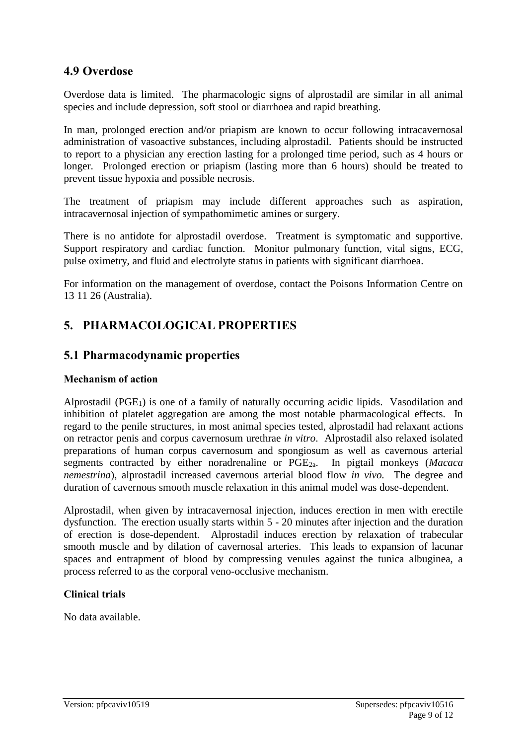## 4.9 Overdose

Overdose data is limited. The pharmacologic signs of alprostadil are similar in all animal species and include depression, soft stool or diarrhoea and rapid breathing.

In man, prolonged erection and/or priapism are known to occur following intracavernosal administration of vasoactive substances, including alprostadil. Patients should be instructed to report to a physician any erection lasting for a prolonged time period, such as 4 hours or longer. Prolonged erection or priapism (lasting more than 6 hours) should be treated to prevent tissue hypoxia and possible necrosis.

The treatment of priapism may include different approaches such as aspiration, intracavernosal injection of sympathomimetic amines or surgery.

There is no antidote for alprostadil overdose. Treatment is symptomatic and supportive. Support respiratory and cardiac function. Monitor pulmonary function, vital signs, ECG, pulse oximetry, and fluid and electrolyte status in patients with significant diarrhoea.

For information on the management of overdose, contact the Poisons Information Centre on 13 11 26 (Australia).

# 5. PHARMACOLOGICAL PROPERTIES

## 5.1 Pharmacodynamic properties

### Mechanism of action

Alprostadil ($PGE_1$) is one of a family of naturally occurring acidic lipids. Vasodilation and inhibition of platelet aggregation are among the most notable pharmacological effects. In regard to the penile structures, in most animal species tested, alprostadil had relaxant actions on retractor penis and corpus cavernosum urethrae *in vitro*. Alprostadil also relaxed isolated preparations of human corpus cavernosum and spongiosum as well as cavernous arterial segments contracted by either noradrenaline or $PGE_{2a}$. In pigtail monkeys (*Macaca nemestrina*), alprostadil increased cavernous arterial blood flow *in vivo*. The degree and duration of cavernous smooth muscle relaxation in this animal model was dose-dependent.

Alprostadil, when given by intracavernosal injection, induces erection in men with erectile dysfunction. The erection usually starts within 5 - 20 minutes after injection and the duration of erection is dose-dependent. Alprostadil induces erection by relaxation of trabecular smooth muscle and by dilation of cavernosal arteries. This leads to expansion of lacunar spaces and entrapment of blood by compressing venules against the tunica albuginea, a process referred to as the corporal veno-occlusive mechanism.

### Clinical trials

No data available.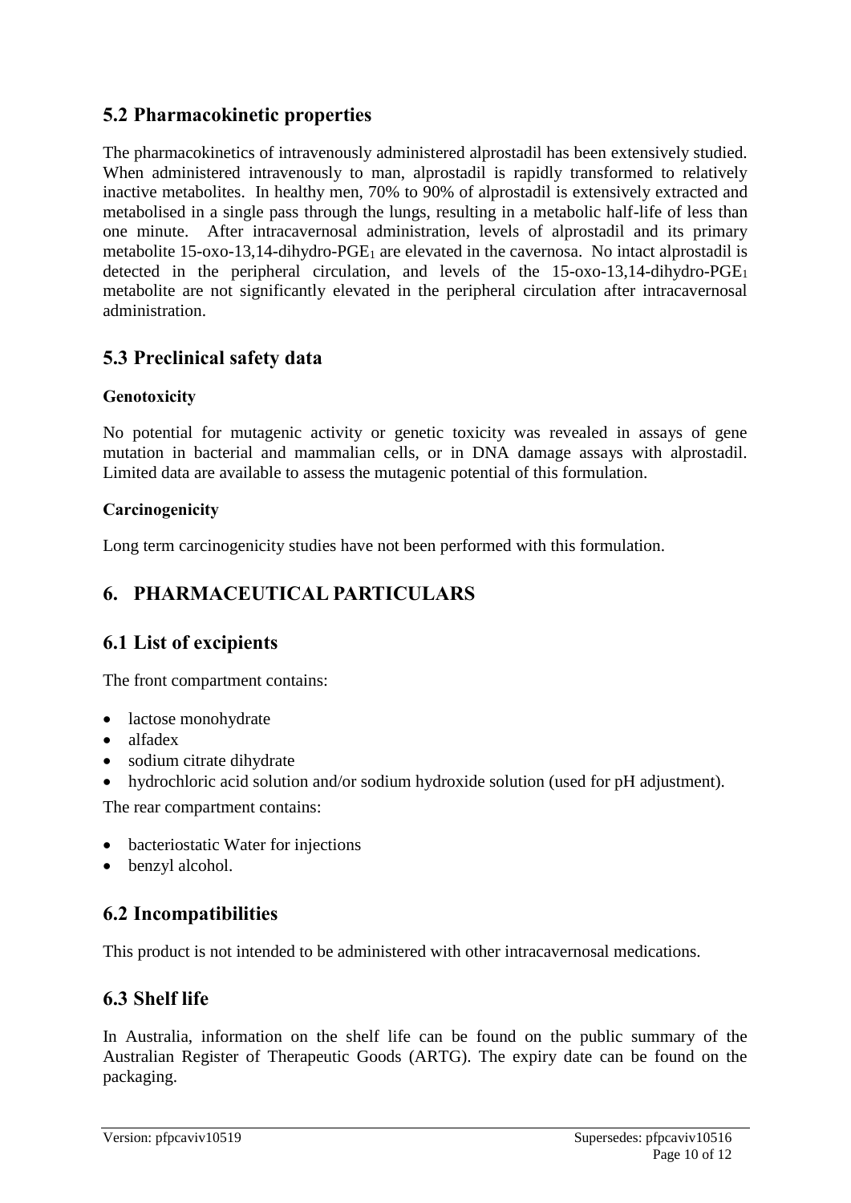## 5.2 Pharmacokinetic properties

The pharmacokinetics of intravenously administered alprostadil has been extensively studied. When administered intravenously to man, alprostadil is rapidly transformed to relatively inactive metabolites. In healthy men, 70% to 90% of alprostadil is extensively extracted and metabolised in a single pass through the lungs, resulting in a metabolic half-life of less than one minute. After intracavernosal administration, levels of alprostadil and its primary metabolite 15-oxo-13,14-dihydro-$PGE_1$ are elevated in the cavernosa. No intact alprostadil is detected in the peripheral circulation, and levels of the 15-oxo-13,14-dihydro-$PGE_1$ metabolite are not significantly elevated in the peripheral circulation after intracavernosal administration.

## 5.3 Preclinical safety data

### Genotoxicity

No potential for mutagenic activity or genetic toxicity was revealed in assays of gene mutation in bacterial and mammalian cells, or in DNA damage assays with alprostadil. Limited data are available to assess the mutagenic potential of this formulation.

### Carcinogenicity

Long term carcinogenicity studies have not been performed with this formulation.

# 6. PHARMACEUTICAL PARTICULARS

## 6.1 List of excipients

The front compartment contains:

- lactose monohydrate
- alfadex
- sodium citrate dihydrate
- hydrochloric acid solution and/or sodium hydroxide solution (used for pH adjustment).

The rear compartment contains:

- bacteriostatic Water for injections
- benzyl alcohol.

## 6.2 Incompatibilities

This product is not intended to be administered with other intracavernosal medications.

## 6.3 Shelf life

In Australia, information on the shelf life can be found on the public summary of the Australian Register of Therapeutic Goods (ARTG). The expiry date can be found on the packaging.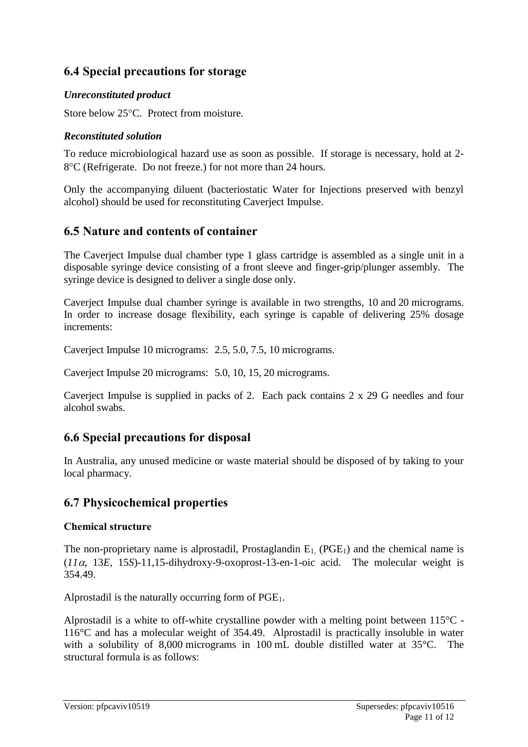## 6.4 Special precautions for storage

### *Unreconstituted product*

Store below 25°C. Protect from moisture.

### *Reconstituted solution*

To reduce microbiological hazard use as soon as possible. If storage is necessary, hold at 2-8°C (Refrigerate. Do not freeze.) for not more than 24 hours.

Only the accompanying diluent (bacteriostatic Water for Injections preserved with benzyl alcohol) should be used for reconstituting Caverject Impulse.

## 6.5 Nature and contents of container

The Caverject Impulse dual chamber type 1 glass cartridge is assembled as a single unit in a disposable syringe device consisting of a front sleeve and finger-grip/plunger assembly. The syringe device is designed to deliver a single dose only.

Caverject Impulse dual chamber syringe is available in two strengths, 10 and 20 micrograms. In order to increase dosage flexibility, each syringe is capable of delivering 25% dosage increments:

Caverject Impulse 10 micrograms: 2.5, 5.0, 7.5, 10 micrograms.

Caverject Impulse 20 micrograms: 5.0, 10, 15, 20 micrograms.

Caverject Impulse is supplied in packs of 2. Each pack contains 2 x 29 G needles and four alcohol swabs.

## 6.6 Special precautions for disposal

In Australia, any unused medicine or waste material should be disposed of by taking to your local pharmacy.

## 6.7 Physicochemical properties

### Chemical structure

The non-proprietary name is alprostadil, Prostaglandin $E_1$, ($PGE_1$) and the chemical name is (*11α*, 13*E*, 15*S*)-11,15-dihydroxy-9-oxoprost-13-en-1-oic acid. The molecular weight is 354.49.

Alprostadil is the naturally occurring form of $PGE_1$.

Alprostadil is a white to off-white crystalline powder with a melting point between 115°C - 116°C and has a molecular weight of 354.49. Alprostadil is practically insoluble in water with a solubility of 8,000 micrograms in 100 mL double distilled water at 35°C. The structural formula is as follows: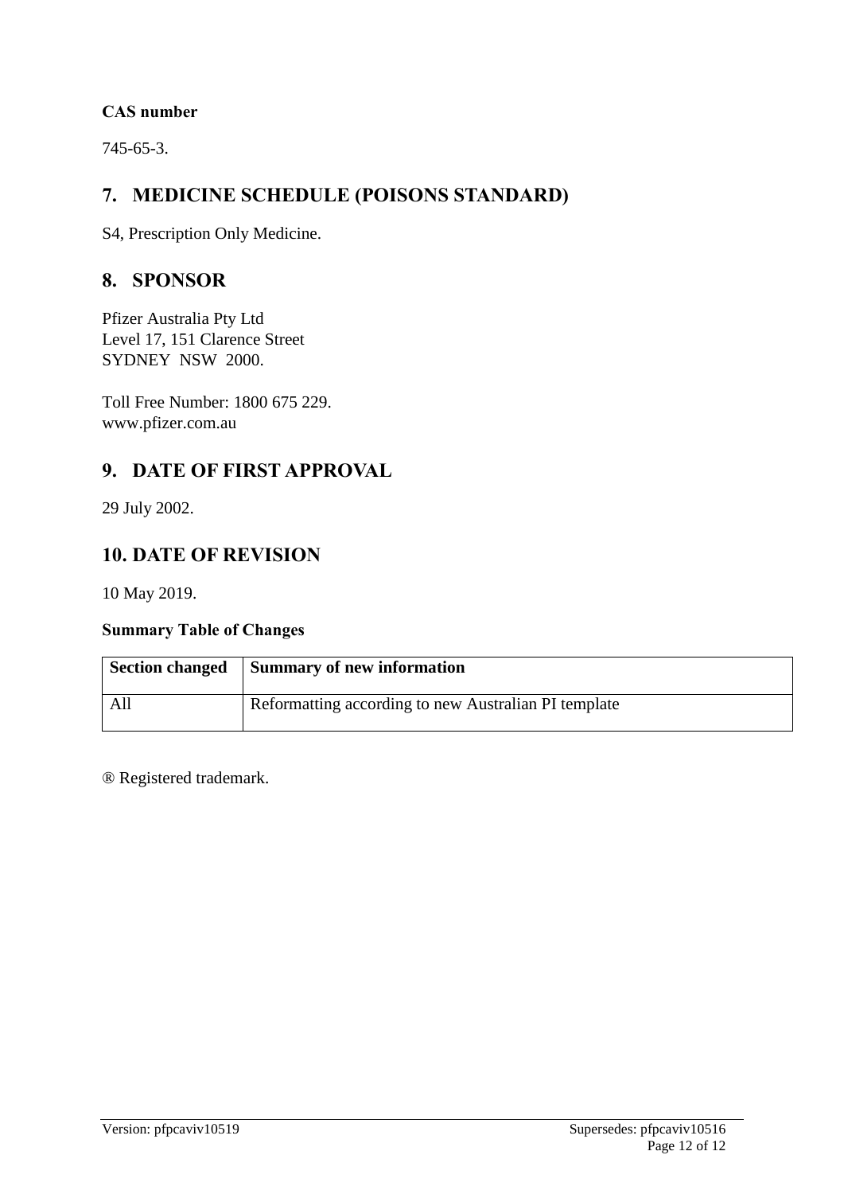**CAS number**

745-65-3.

## 7. MEDICINE SCHEDULE (POISONS STANDARD)

S4, Prescription Only Medicine.

## 8. SPONSOR

Pfizer Australia Pty Ltd
Level 17, 151 Clarence Street
SYDNEY NSW 2000.

Toll Free Number: 1800 675 229.
www.pfizer.com.au

## 9. DATE OF FIRST APPROVAL

29 July 2002.

## 10. DATE OF REVISION

10 May 2019.

**Summary Table of Changes**

| Section changed | Summary of new information |
|---|---|
| All | Reformatting according to new Australian PI template |

® Registered trademark.